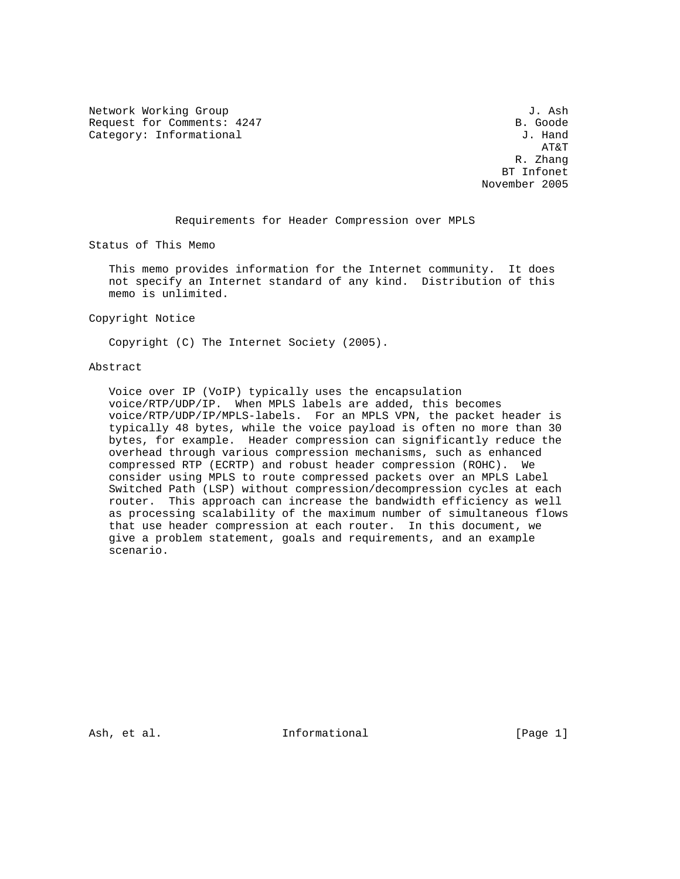Network Working Group J. Ash
Request for Comments: 4247 B. Goode
Category: Informational J. Hand
AT&T
R. Zhang
BT Infonet
November 2005

# Requirements for Header Compression over MPLS

## Status of This Memo

This memo provides information for the Internet community. It does not specify an Internet standard of any kind. Distribution of this memo is unlimited.

## Copyright Notice

Copyright (C) The Internet Society (2005).

## Abstract

Voice over IP (VoIP) typically uses the encapsulation voice/RTP/UDP/IP. When MPLS labels are added, this becomes voice/RTP/UDP/IP/MPLS-labels. For an MPLS VPN, the packet header is typically 48 bytes, while the voice payload is often no more than 30 bytes, for example. Header compression can significantly reduce the overhead through various compression mechanisms, such as enhanced compressed RTP (ECRTP) and robust header compression (ROHC). We consider using MPLS to route compressed packets over an MPLS Label Switched Path (LSP) without compression/decompression cycles at each router. This approach can increase the bandwidth efficiency as well as processing scalability of the maximum number of simultaneous flows that use header compression at each router. In this document, we give a problem statement, goals and requirements, and an example scenario.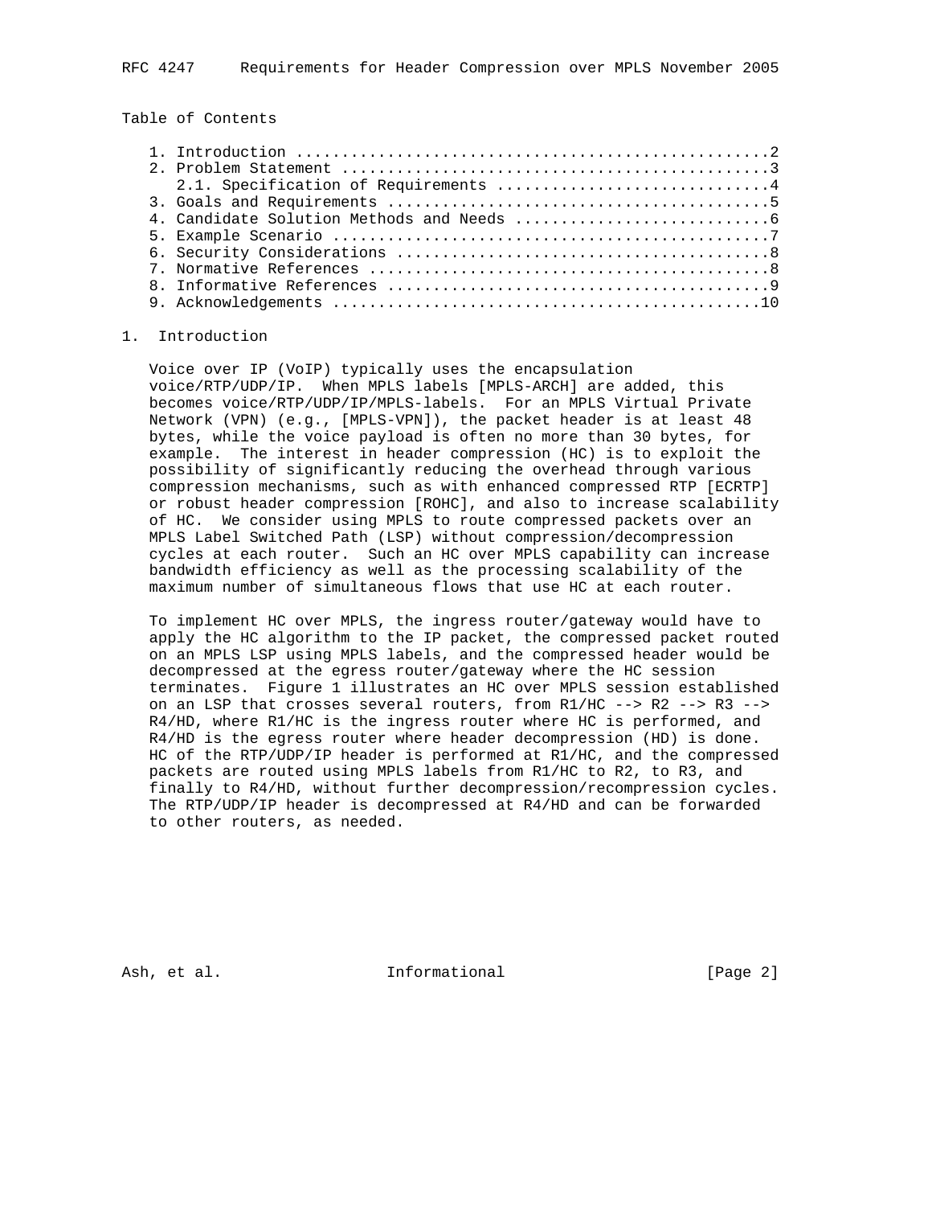Table of Contents

1. Introduction ....................................................2
2. Problem Statement ...............................................3
   2.1. Specification of Requirements ..............................4
3. Goals and Requirements ..........................................5
4. Candidate Solution Methods and Needs ............................6
5. Example Scenario ................................................7
6. Security Considerations .........................................8
7. Normative References ............................................8
8. Informative References ..........................................9
9. Acknowledgements ...............................................10

# 1. Introduction

Voice over IP (VoIP) typically uses the encapsulation voice/RTP/UDP/IP. When MPLS labels [MPLS-ARCH] are added, this becomes voice/RTP/UDP/IP/MPLS-labels. For an MPLS Virtual Private Network (VPN) (e.g., [MPLS-VPN]), the packet header is at least 48 bytes, while the voice payload is often no more than 30 bytes, for example. The interest in header compression (HC) is to exploit the possibility of significantly reducing the overhead through various compression mechanisms, such as with enhanced compressed RTP [ECRTP] or robust header compression [ROHC], and also to increase scalability of HC. We consider using MPLS to route compressed packets over an MPLS Label Switched Path (LSP) without compression/decompression cycles at each router. Such an HC over MPLS capability can increase bandwidth efficiency as well as the processing scalability of the maximum number of simultaneous flows that use HC at each router.

To implement HC over MPLS, the ingress router/gateway would have to apply the HC algorithm to the IP packet, the compressed packet routed on an MPLS LSP using MPLS labels, and the compressed header would be decompressed at the egress router/gateway where the HC session terminates. Figure 1 illustrates an HC over MPLS session established on an LSP that crosses several routers, from R1/HC --> R2 --> R3 --> R4/HD, where R1/HC is the ingress router where HC is performed, and R4/HD is the egress router where header decompression (HD) is done. HC of the RTP/UDP/IP header is performed at R1/HC, and the compressed packets are routed using MPLS labels from R1/HC to R2, to R3, and finally to R4/HD, without further decompression/recompression cycles. The RTP/UDP/IP header is decompressed at R4/HD and can be forwarded to other routers, as needed.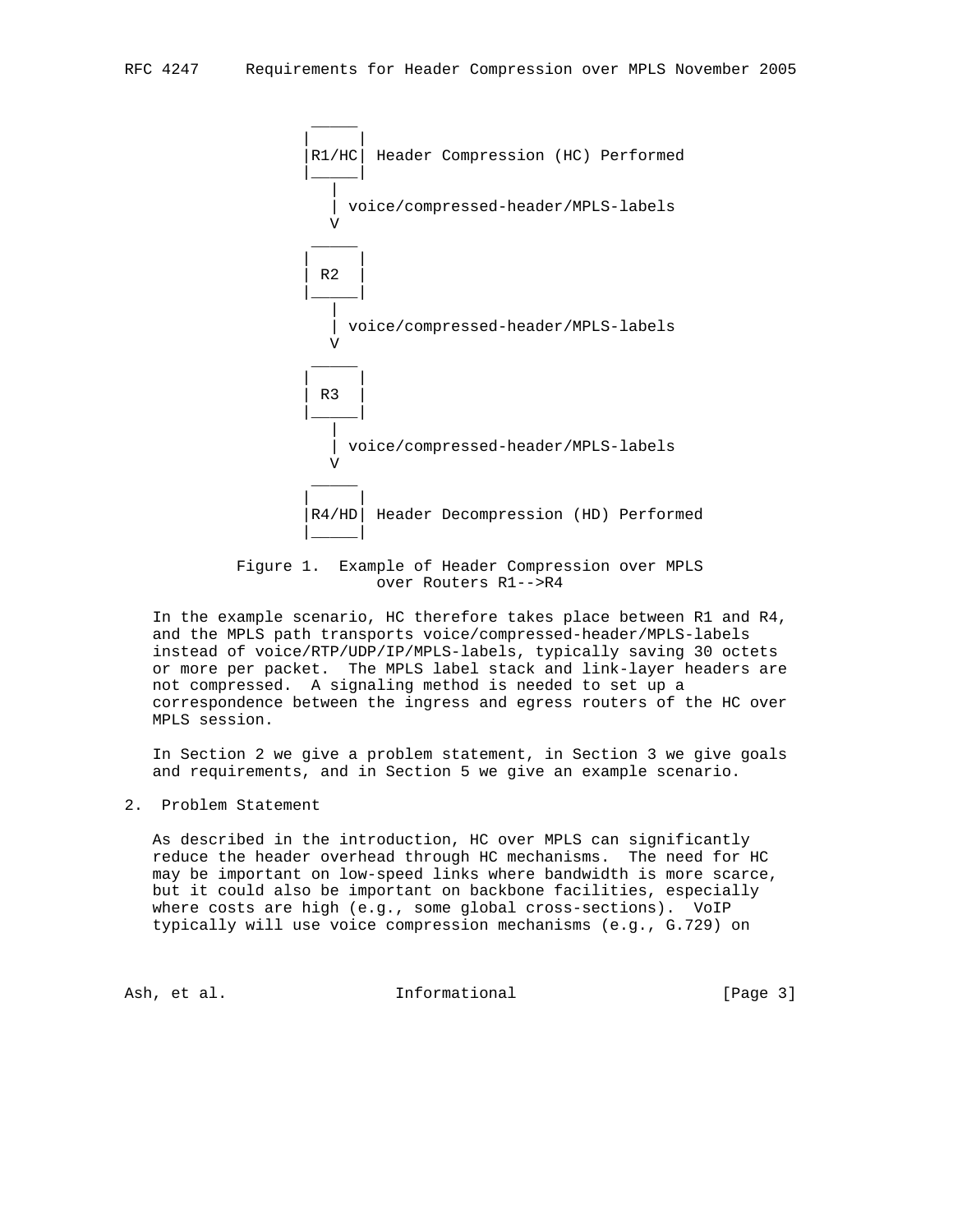```
                  _____
                 |     |
                 |R1/HC| Header Compression (HC) Performed
                 |_____|
                    |
                    | voice/compressed-header/MPLS-labels
                    V
                  _____
                 |     |
                 | R2  |
                 |_____|
                    |
                    | voice/compressed-header/MPLS-labels
                    V
                  _____
                 |     |
                 | R3  |
                 |_____|
                    |
                    | voice/compressed-header/MPLS-labels
                    V
                  _____
                 |     |
                 |R4/HD| Header Decompression (HD) Performed
                 |_____|
```

Figure 1. Example of Header Compression over MPLS over Routers R1-->R4

In the example scenario, HC therefore takes place between R1 and R4, and the MPLS path transports voice/compressed-header/MPLS-labels instead of voice/RTP/UDP/IP/MPLS-labels, typically saving 30 octets or more per packet. The MPLS label stack and link-layer headers are not compressed. A signaling method is needed to set up a correspondence between the ingress and egress routers of the HC over MPLS session.

In Section 2 we give a problem statement, in Section 3 we give goals and requirements, and in Section 5 we give an example scenario.

## 2. Problem Statement

As described in the introduction, HC over MPLS can significantly reduce the header overhead through HC mechanisms. The need for HC may be important on low-speed links where bandwidth is more scarce, but it could also be important on backbone facilities, especially where costs are high (e.g., some global cross-sections). VoIP typically will use voice compression mechanisms (e.g., G.729) on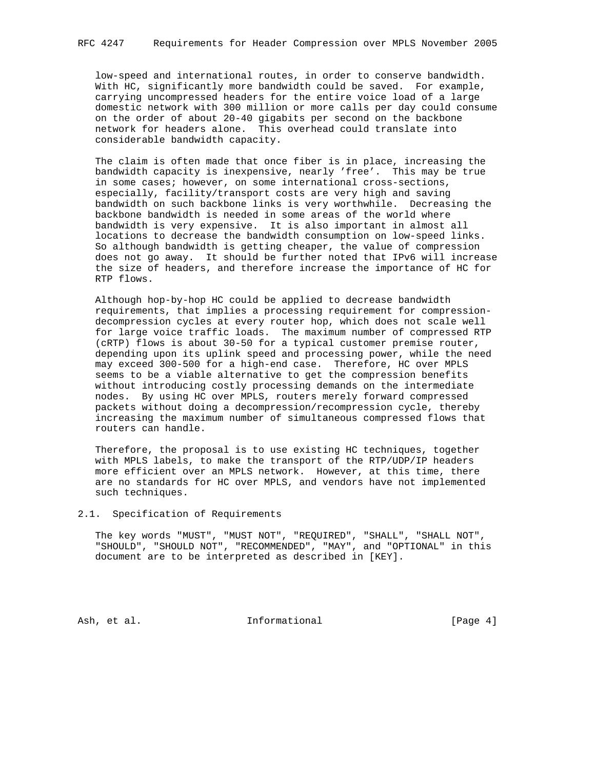low-speed and international routes, in order to conserve bandwidth. With HC, significantly more bandwidth could be saved. For example, carrying uncompressed headers for the entire voice load of a large domestic network with 300 million or more calls per day could consume on the order of about 20-40 gigabits per second on the backbone network for headers alone. This overhead could translate into considerable bandwidth capacity.

The claim is often made that once fiber is in place, increasing the bandwidth capacity is inexpensive, nearly 'free'. This may be true in some cases; however, on some international cross-sections, especially, facility/transport costs are very high and saving bandwidth on such backbone links is very worthwhile. Decreasing the backbone bandwidth is needed in some areas of the world where bandwidth is very expensive. It is also important in almost all locations to decrease the bandwidth consumption on low-speed links. So although bandwidth is getting cheaper, the value of compression does not go away. It should be further noted that IPv6 will increase the size of headers, and therefore increase the importance of HC for RTP flows.

Although hop-by-hop HC could be applied to decrease bandwidth requirements, that implies a processing requirement for compression-decompression cycles at every router hop, which does not scale well for large voice traffic loads. The maximum number of compressed RTP (cRTP) flows is about 30-50 for a typical customer premise router, depending upon its uplink speed and processing power, while the need may exceed 300-500 for a high-end case. Therefore, HC over MPLS seems to be a viable alternative to get the compression benefits without introducing costly processing demands on the intermediate nodes. By using HC over MPLS, routers merely forward compressed packets without doing a decompression/recompression cycle, thereby increasing the maximum number of simultaneous compressed flows that routers can handle.

Therefore, the proposal is to use existing HC techniques, together with MPLS labels, to make the transport of the RTP/UDP/IP headers more efficient over an MPLS network. However, at this time, there are no standards for HC over MPLS, and vendors have not implemented such techniques.

## 2.1. Specification of Requirements

The key words "MUST", "MUST NOT", "REQUIRED", "SHALL", "SHALL NOT", "SHOULD", "SHOULD NOT", "RECOMMENDED", "MAY", and "OPTIONAL" in this document are to be interpreted as described in [KEY].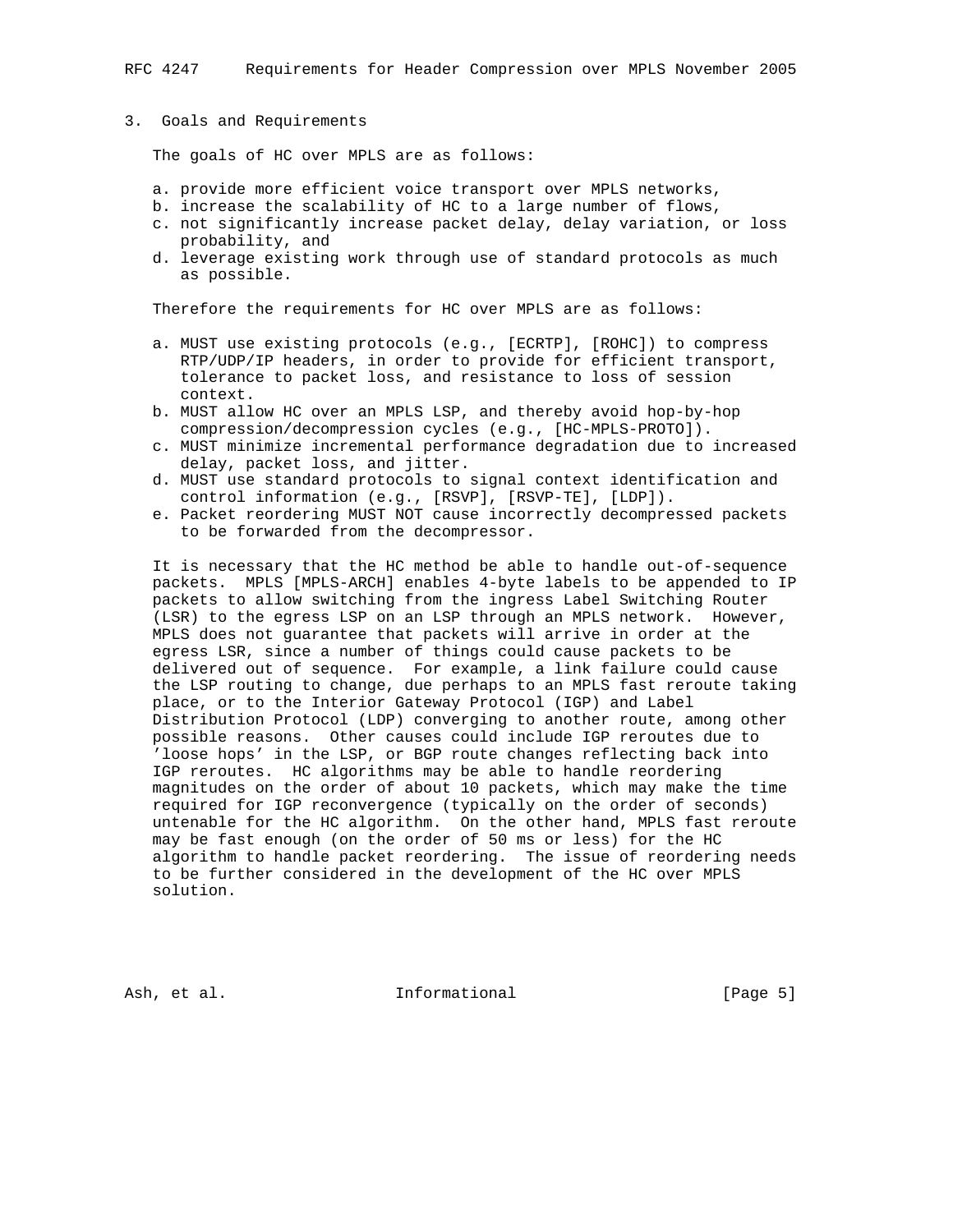## 3. Goals and Requirements

The goals of HC over MPLS are as follows:

a. provide more efficient voice transport over MPLS networks,
b. increase the scalability of HC to a large number of flows,
c. not significantly increase packet delay, delay variation, or loss probability, and
d. leverage existing work through use of standard protocols as much as possible.

Therefore the requirements for HC over MPLS are as follows:

a. MUST use existing protocols (e.g., [ECRTP], [ROHC]) to compress RTP/UDP/IP headers, in order to provide for efficient transport, tolerance to packet loss, and resistance to loss of session context.
b. MUST allow HC over an MPLS LSP, and thereby avoid hop-by-hop compression/decompression cycles (e.g., [HC-MPLS-PROTO]).
c. MUST minimize incremental performance degradation due to increased delay, packet loss, and jitter.
d. MUST use standard protocols to signal context identification and control information (e.g., [RSVP], [RSVP-TE], [LDP]).
e. Packet reordering MUST NOT cause incorrectly decompressed packets to be forwarded from the decompressor.

It is necessary that the HC method be able to handle out-of-sequence packets. MPLS [MPLS-ARCH] enables 4-byte labels to be appended to IP packets to allow switching from the ingress Label Switching Router (LSR) to the egress LSP on an LSP through an MPLS network. However, MPLS does not guarantee that packets will arrive in order at the egress LSR, since a number of things could cause packets to be delivered out of sequence. For example, a link failure could cause the LSP routing to change, due perhaps to an MPLS fast reroute taking place, or to the Interior Gateway Protocol (IGP) and Label Distribution Protocol (LDP) converging to another route, among other possible reasons. Other causes could include IGP reroutes due to 'loose hops' in the LSP, or BGP route changes reflecting back into IGP reroutes. HC algorithms may be able to handle reordering magnitudes on the order of about 10 packets, which may make the time required for IGP reconvergence (typically on the order of seconds) untenable for the HC algorithm. On the other hand, MPLS fast reroute may be fast enough (on the order of 50 ms or less) for the HC algorithm to handle packet reordering. The issue of reordering needs to be further considered in the development of the HC over MPLS solution.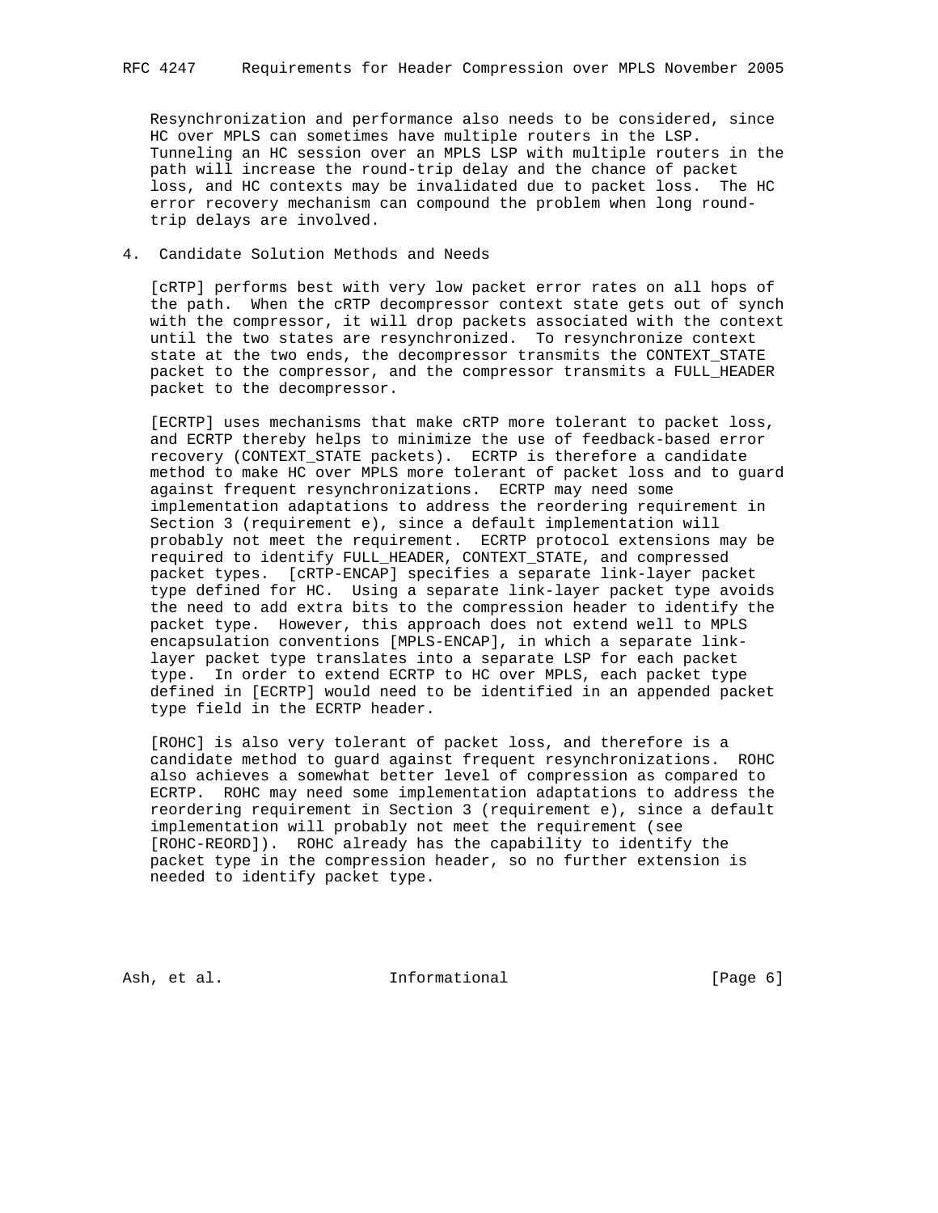Resynchronization and performance also needs to be considered, since HC over MPLS can sometimes have multiple routers in the LSP. Tunneling an HC session over an MPLS LSP with multiple routers in the path will increase the round-trip delay and the chance of packet loss, and HC contexts may be invalidated due to packet loss. The HC error recovery mechanism can compound the problem when long round-trip delays are involved.

## 4. Candidate Solution Methods and Needs

[cRTP] performs best with very low packet error rates on all hops of the path. When the cRTP decompressor context state gets out of synch with the compressor, it will drop packets associated with the context until the two states are resynchronized. To resynchronize context state at the two ends, the decompressor transmits the CONTEXT_STATE packet to the compressor, and the compressor transmits a FULL_HEADER packet to the decompressor.

[ECRTP] uses mechanisms that make cRTP more tolerant to packet loss, and ECRTP thereby helps to minimize the use of feedback-based error recovery (CONTEXT_STATE packets). ECRTP is therefore a candidate method to make HC over MPLS more tolerant of packet loss and to guard against frequent resynchronizations. ECRTP may need some implementation adaptations to address the reordering requirement in Section 3 (requirement e), since a default implementation will probably not meet the requirement. ECRTP protocol extensions may be required to identify FULL_HEADER, CONTEXT_STATE, and compressed packet types. [cRTP-ENCAP] specifies a separate link-layer packet type defined for HC. Using a separate link-layer packet type avoids the need to add extra bits to the compression header to identify the packet type. However, this approach does not extend well to MPLS encapsulation conventions [MPLS-ENCAP], in which a separate link-layer packet type translates into a separate LSP for each packet type. In order to extend ECRTP to HC over MPLS, each packet type defined in [ECRTP] would need to be identified in an appended packet type field in the ECRTP header.

[ROHC] is also very tolerant of packet loss, and therefore is a candidate method to guard against frequent resynchronizations. ROHC also achieves a somewhat better level of compression as compared to ECRTP. ROHC may need some implementation adaptations to address the reordering requirement in Section 3 (requirement e), since a default implementation will probably not meet the requirement (see [ROHC-REORD]). ROHC already has the capability to identify the packet type in the compression header, so no further extension is needed to identify packet type.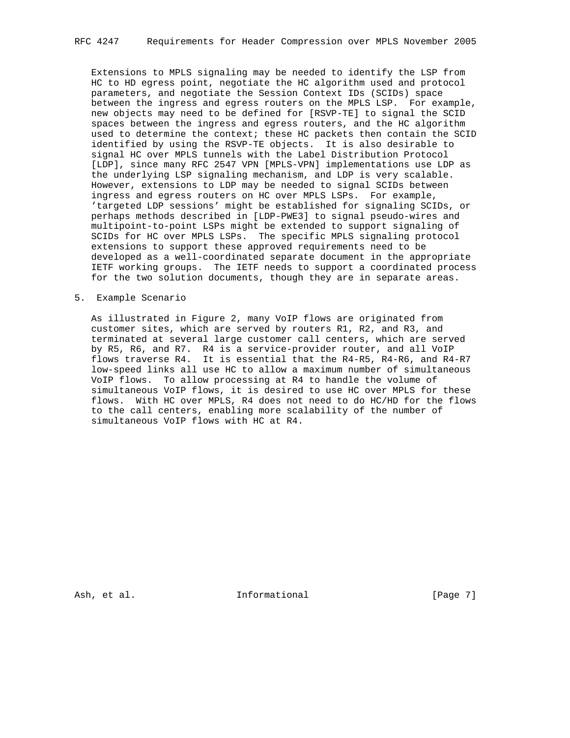Extensions to MPLS signaling may be needed to identify the LSP from HC to HD egress point, negotiate the HC algorithm used and protocol parameters, and negotiate the Session Context IDs (SCIDs) space between the ingress and egress routers on the MPLS LSP. For example, new objects may need to be defined for [RSVP-TE] to signal the SCID spaces between the ingress and egress routers, and the HC algorithm used to determine the context; these HC packets then contain the SCID identified by using the RSVP-TE objects. It is also desirable to signal HC over MPLS tunnels with the Label Distribution Protocol [LDP], since many RFC 2547 VPN [MPLS-VPN] implementations use LDP as the underlying LSP signaling mechanism, and LDP is very scalable. However, extensions to LDP may be needed to signal SCIDs between ingress and egress routers on HC over MPLS LSPs. For example, 'targeted LDP sessions' might be established for signaling SCIDs, or perhaps methods described in [LDP-PWE3] to signal pseudo-wires and multipoint-to-point LSPs might be extended to support signaling of SCIDs for HC over MPLS LSPs. The specific MPLS signaling protocol extensions to support these approved requirements need to be developed as a well-coordinated separate document in the appropriate IETF working groups. The IETF needs to support a coordinated process for the two solution documents, though they are in separate areas.

## 5. Example Scenario

As illustrated in Figure 2, many VoIP flows are originated from customer sites, which are served by routers R1, R2, and R3, and terminated at several large customer call centers, which are served by R5, R6, and R7. R4 is a service-provider router, and all VoIP flows traverse R4. It is essential that the R4-R5, R4-R6, and R4-R7 low-speed links all use HC to allow a maximum number of simultaneous VoIP flows. To allow processing at R4 to handle the volume of simultaneous VoIP flows, it is desired to use HC over MPLS for these flows. With HC over MPLS, R4 does not need to do HC/HD for the flows to the call centers, enabling more scalability of the number of simultaneous VoIP flows with HC at R4.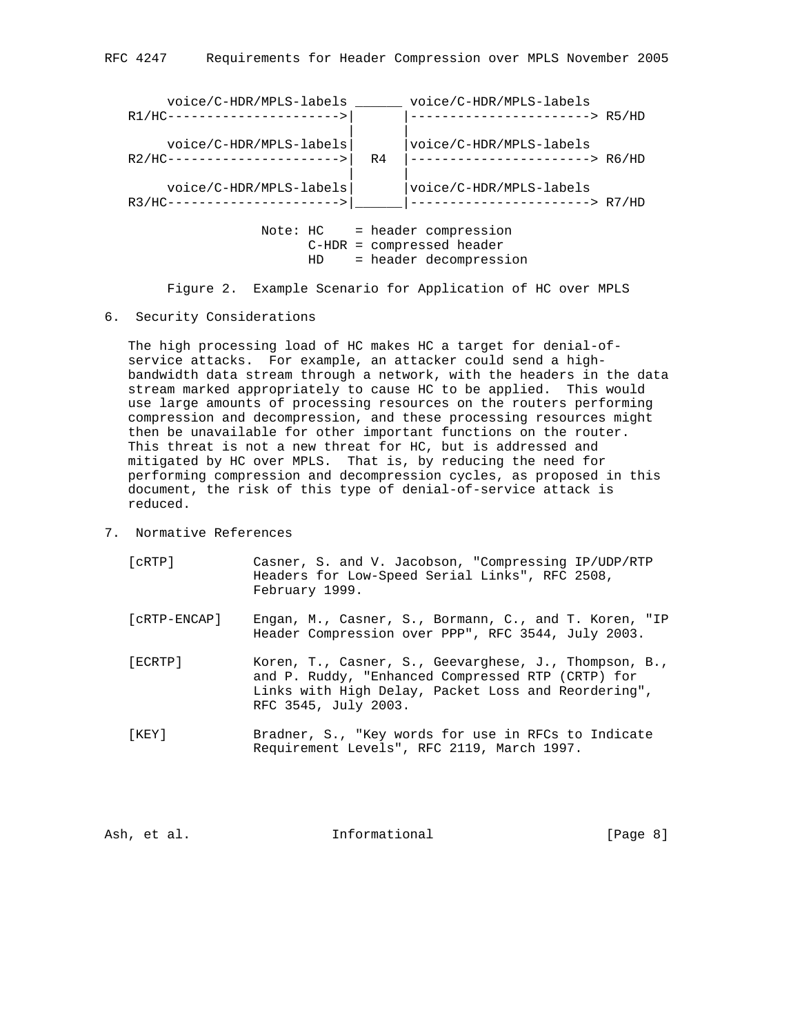```
      voice/C-HDR/MPLS-labels ______ voice/C-HDR/MPLS-labels
   R1/HC---------------------->|      |-----------------------> R5/HD
                               |      |
      voice/C-HDR/MPLS-labels|      |voice/C-HDR/MPLS-labels
   R2/HC---------------------->|  R4  |-----------------------> R6/HD
                               |      |
      voice/C-HDR/MPLS-labels|      |voice/C-HDR/MPLS-labels
   R3/HC---------------------->|______|-----------------------> R7/HD

                Note: HC    = header compression
                      C-HDR = compressed header
                      HD    = header decompression
```

Figure 2. Example Scenario for Application of HC over MPLS

## 6. Security Considerations

The high processing load of HC makes HC a target for denial-of-service attacks. For example, an attacker could send a high-bandwidth data stream through a network, with the headers in the data stream marked appropriately to cause HC to be applied. This would use large amounts of processing resources on the routers performing compression and decompression, and these processing resources might then be unavailable for other important functions on the router. This threat is not a new threat for HC, but is addressed and mitigated by HC over MPLS. That is, by reducing the need for performing compression and decompression cycles, as proposed in this document, the risk of this type of denial-of-service attack is reduced.

## 7. Normative References

[cRTP] Casner, S. and V. Jacobson, "Compressing IP/UDP/RTP Headers for Low-Speed Serial Links", RFC 2508, February 1999.

[cRTP-ENCAP] Engan, M., Casner, S., Bormann, C., and T. Koren, "IP Header Compression over PPP", RFC 3544, July 2003.

[ECRTP] Koren, T., Casner, S., Geevarghese, J., Thompson, B., and P. Ruddy, "Enhanced Compressed RTP (CRTP) for Links with High Delay, Packet Loss and Reordering", RFC 3545, July 2003.

[KEY] Bradner, S., "Key words for use in RFCs to Indicate Requirement Levels", RFC 2119, March 1997.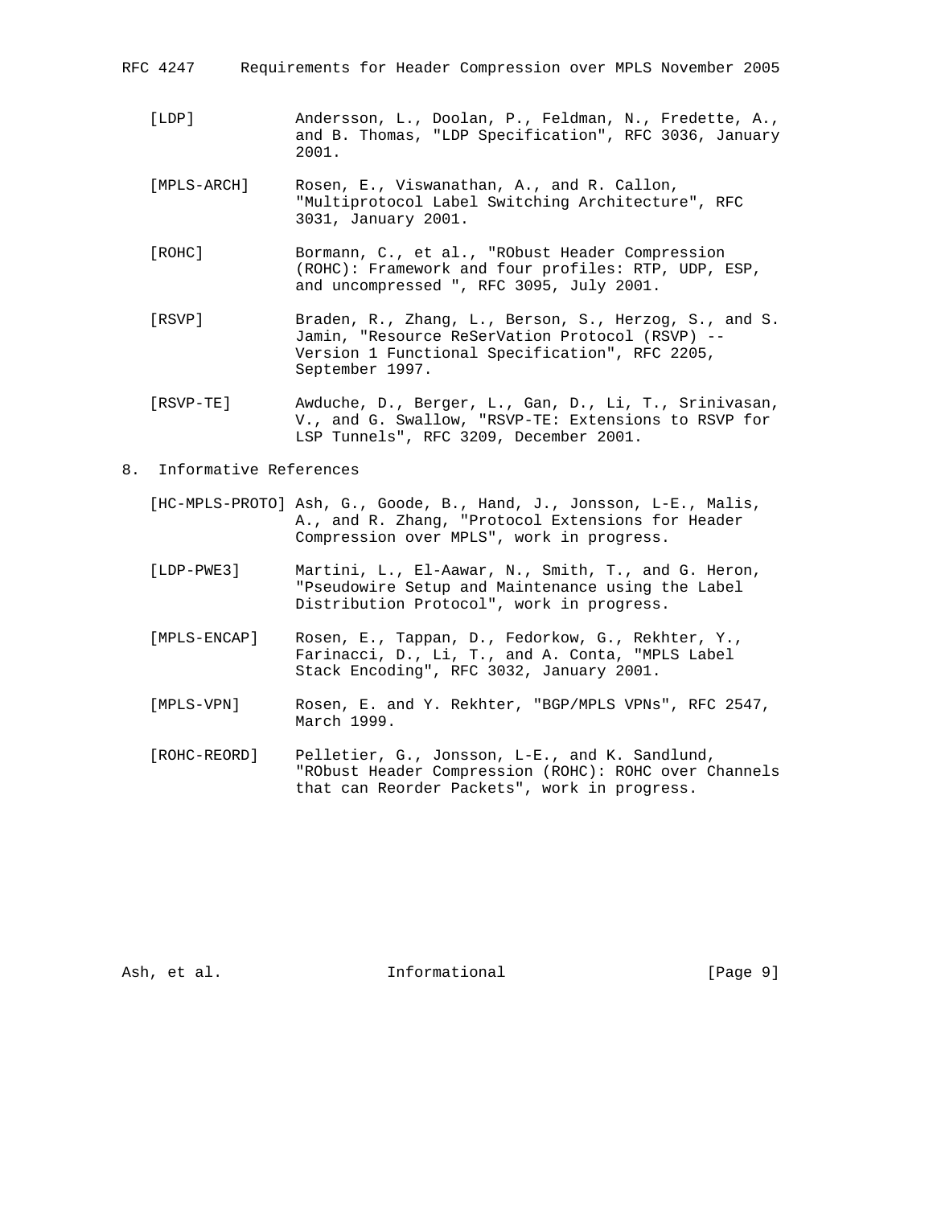[LDP] Andersson, L., Doolan, P., Feldman, N., Fredette, A., and B. Thomas, "LDP Specification", RFC 3036, January 2001.

[MPLS-ARCH] Rosen, E., Viswanathan, A., and R. Callon, "Multiprotocol Label Switching Architecture", RFC 3031, January 2001.

[ROHC] Bormann, C., et al., "RObust Header Compression (ROHC): Framework and four profiles: RTP, UDP, ESP, and uncompressed ", RFC 3095, July 2001.

[RSVP] Braden, R., Zhang, L., Berson, S., Herzog, S., and S. Jamin, "Resource ReSerVation Protocol (RSVP) -- Version 1 Functional Specification", RFC 2205, September 1997.

[RSVP-TE] Awduche, D., Berger, L., Gan, D., Li, T., Srinivasan, V., and G. Swallow, "RSVP-TE: Extensions to RSVP for LSP Tunnels", RFC 3209, December 2001.

## 8. Informative References

[HC-MPLS-PROTO] Ash, G., Goode, B., Hand, J., Jonsson, L-E., Malis, A., and R. Zhang, "Protocol Extensions for Header Compression over MPLS", work in progress.

[LDP-PWE3] Martini, L., El-Aawar, N., Smith, T., and G. Heron, "Pseudowire Setup and Maintenance using the Label Distribution Protocol", work in progress.

[MPLS-ENCAP] Rosen, E., Tappan, D., Fedorkow, G., Rekhter, Y., Farinacci, D., Li, T., and A. Conta, "MPLS Label Stack Encoding", RFC 3032, January 2001.

[MPLS-VPN] Rosen, E. and Y. Rekhter, "BGP/MPLS VPNs", RFC 2547, March 1999.

[ROHC-REORD] Pelletier, G., Jonsson, L-E., and K. Sandlund, "RObust Header Compression (ROHC): ROHC over Channels that can Reorder Packets", work in progress.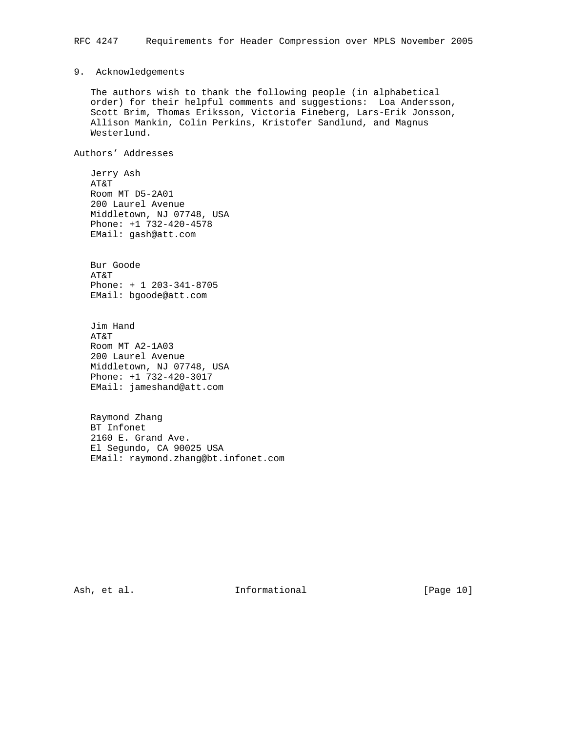## 9. Acknowledgements

The authors wish to thank the following people (in alphabetical order) for their helpful comments and suggestions: Loa Andersson, Scott Brim, Thomas Eriksson, Victoria Fineberg, Lars-Erik Jonsson, Allison Mankin, Colin Perkins, Kristofer Sandlund, and Magnus Westerlund.

## Authors' Addresses

Jerry Ash
AT&T
Room MT D5-2A01
200 Laurel Avenue
Middletown, NJ 07748, USA
Phone: +1 732-420-4578
EMail: gash@att.com

Bur Goode
AT&T
Phone: + 1 203-341-8705
EMail: bgoode@att.com

Jim Hand
AT&T
Room MT A2-1A03
200 Laurel Avenue
Middletown, NJ 07748, USA
Phone: +1 732-420-3017
EMail: jameshand@att.com

Raymond Zhang
BT Infonet
2160 E. Grand Ave.
El Segundo, CA 90025 USA
EMail: raymond.zhang@bt.infonet.com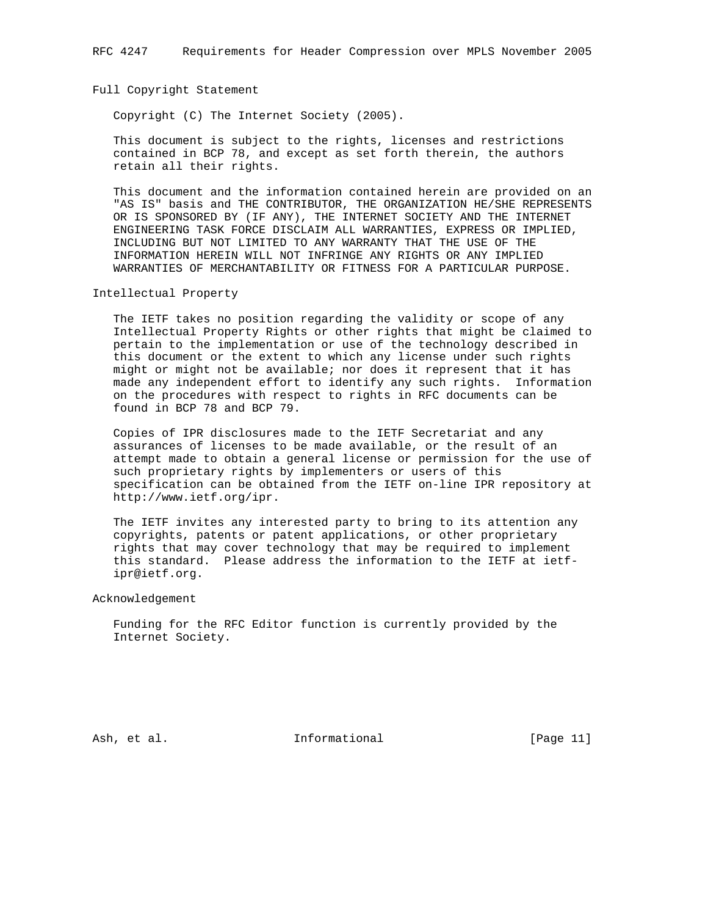## Full Copyright Statement

Copyright (C) The Internet Society (2005).

This document is subject to the rights, licenses and restrictions contained in BCP 78, and except as set forth therein, the authors retain all their rights.

This document and the information contained herein are provided on an "AS IS" basis and THE CONTRIBUTOR, THE ORGANIZATION HE/SHE REPRESENTS OR IS SPONSORED BY (IF ANY), THE INTERNET SOCIETY AND THE INTERNET ENGINEERING TASK FORCE DISCLAIM ALL WARRANTIES, EXPRESS OR IMPLIED, INCLUDING BUT NOT LIMITED TO ANY WARRANTY THAT THE USE OF THE INFORMATION HEREIN WILL NOT INFRINGE ANY RIGHTS OR ANY IMPLIED WARRANTIES OF MERCHANTABILITY OR FITNESS FOR A PARTICULAR PURPOSE.

## Intellectual Property

The IETF takes no position regarding the validity or scope of any Intellectual Property Rights or other rights that might be claimed to pertain to the implementation or use of the technology described in this document or the extent to which any license under such rights might or might not be available; nor does it represent that it has made any independent effort to identify any such rights. Information on the procedures with respect to rights in RFC documents can be found in BCP 78 and BCP 79.

Copies of IPR disclosures made to the IETF Secretariat and any assurances of licenses to be made available, or the result of an attempt made to obtain a general license or permission for the use of such proprietary rights by implementers or users of this specification can be obtained from the IETF on-line IPR repository at http://www.ietf.org/ipr.

The IETF invites any interested party to bring to its attention any copyrights, patents or patent applications, or other proprietary rights that may cover technology that may be required to implement this standard. Please address the information to the IETF at ietf-ipr@ietf.org.

## Acknowledgement

Funding for the RFC Editor function is currently provided by the Internet Society.